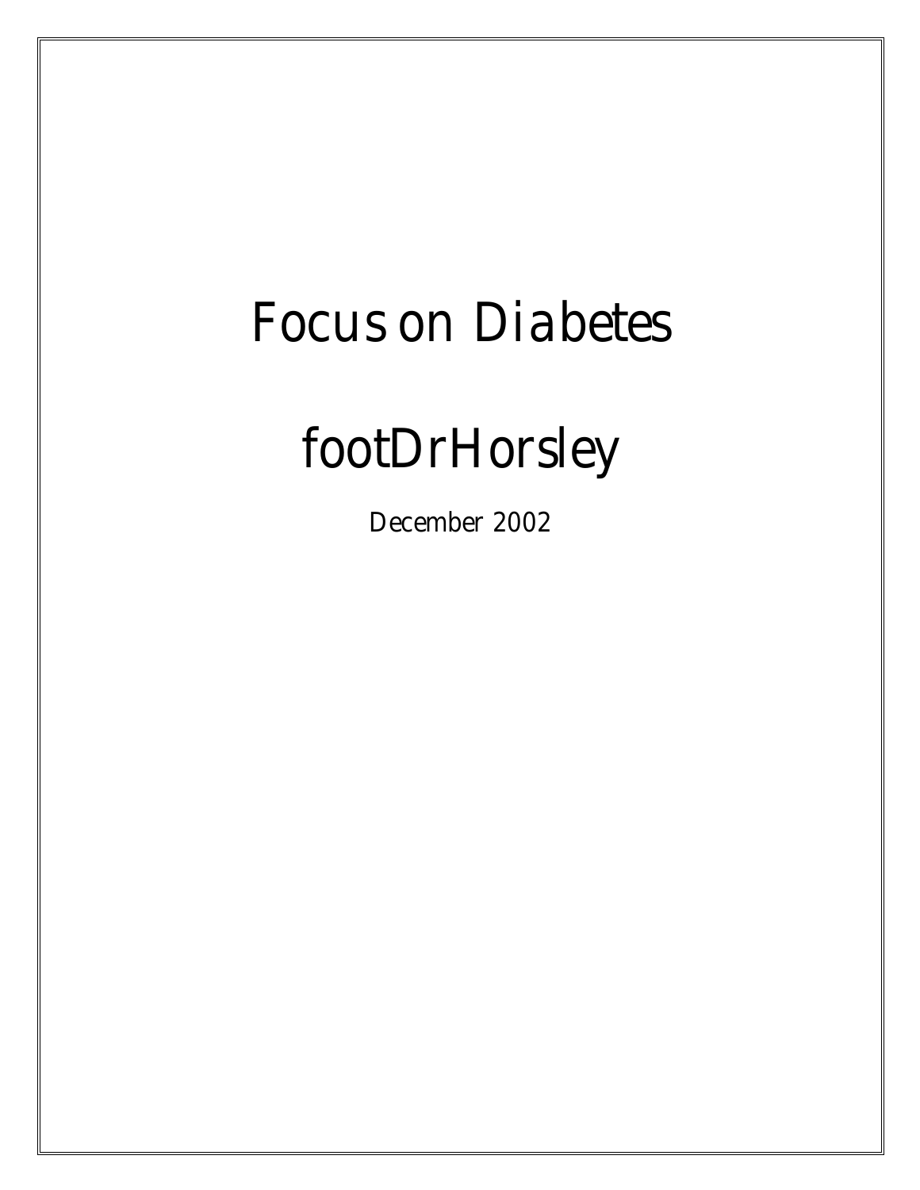# Focus on Diabetes

## footDrHorsley

December 2002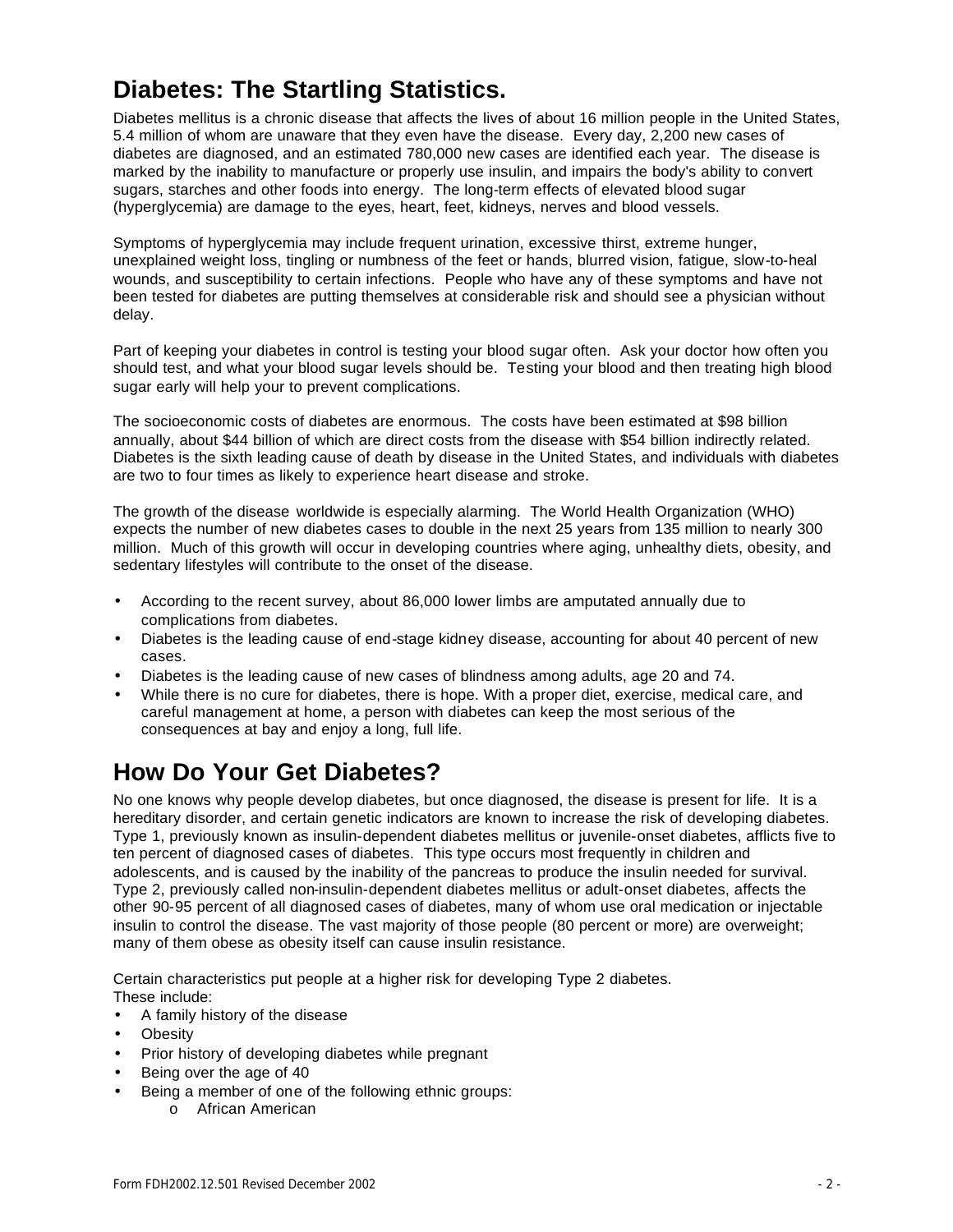## Diabetes: The Startling Statistics.

Diabetes mellitus is a chronic disease that affects the lives of about 16 million people in the United States, 5.4 million of whom are unaware that they even have the disease. Every day, 2,200 new cases of diabetes are diagnosed, and an estimated 780,000 new cases are identified each year. The disease is marked by the inability to manufacture or properly use insulin, and impairs the body's ability to convert sugars, starches and other foods into energy. The long-term effects of elevated blood sugar (hyperglycemia) are damage to the eyes, heart, feet, kidneys, nerves and blood vessels.

Symptoms of hyperglycemia may include frequent urination, excessive thirst, extreme hunger, unexplained weight loss, tingling or numbness of the feet or hands, blurred vision, fatigue, slow-to-heal wounds, and susceptibility to certain infections. People who have any of these symptoms and have not been tested for diabetes are putting themselves at considerable risk and should see a physician without delay.

Part of keeping your diabetes in control is testing your blood sugar often. Ask your doctor how often you should test, and what your blood sugar levels should be. Testing your blood and then treating high blood sugar early will help your to prevent complications.

The socioeconomic costs of diabetes are enormous. The costs have been estimated at $98 billion annually, about $44 billion of which are direct costs from the disease with $54 billion indirectly related. Diabetes is the sixth leading cause of death by disease in the United States, and individuals with diabetes are two to four times as likely to experience heart disease and stroke.

The growth of the disease worldwide is especially alarming. The World Health Organization (WHO) expects the number of new diabetes cases to double in the next 25 years from 135 million to nearly 300 million. Much of this growth will occur in developing countries where aging, unhealthy diets, obesity, and sedentary lifestyles will contribute to the onset of the disease.

- According to the recent survey, about 86,000 lower limbs are amputated annually due to complications from diabetes.
- Diabetes is the leading cause of end-stage kidney disease, accounting for about 40 percent of new cases.
- Diabetes is the leading cause of new cases of blindness among adults, age 20 and 74.
- While there is no cure for diabetes, there is hope. With a proper diet, exercise, medical care, and careful management at home, a person with diabetes can keep the most serious of the consequences at bay and enjoy a long, full life.

## How Do Your Get Diabetes?

No one knows why people develop diabetes, but once diagnosed, the disease is present for life. It is a hereditary disorder, and certain genetic indicators are known to increase the risk of developing diabetes. Type 1, previously known as insulin-dependent diabetes mellitus or juvenile-onset diabetes, afflicts five to ten percent of diagnosed cases of diabetes. This type occurs most frequently in children and adolescents, and is caused by the inability of the pancreas to produce the insulin needed for survival. Type 2, previously called non-insulin-dependent diabetes mellitus or adult-onset diabetes, affects the other 90-95 percent of all diagnosed cases of diabetes, many of whom use oral medication or injectable insulin to control the disease. The vast majority of those people (80 percent or more) are overweight; many of them obese as obesity itself can cause insulin resistance.

Certain characteristics put people at a higher risk for developing Type 2 diabetes.
These include:

- A family history of the disease
- Obesity
- Prior history of developing diabetes while pregnant
- Being over the age of 40
- Being a member of one of the following ethnic groups:
  - African American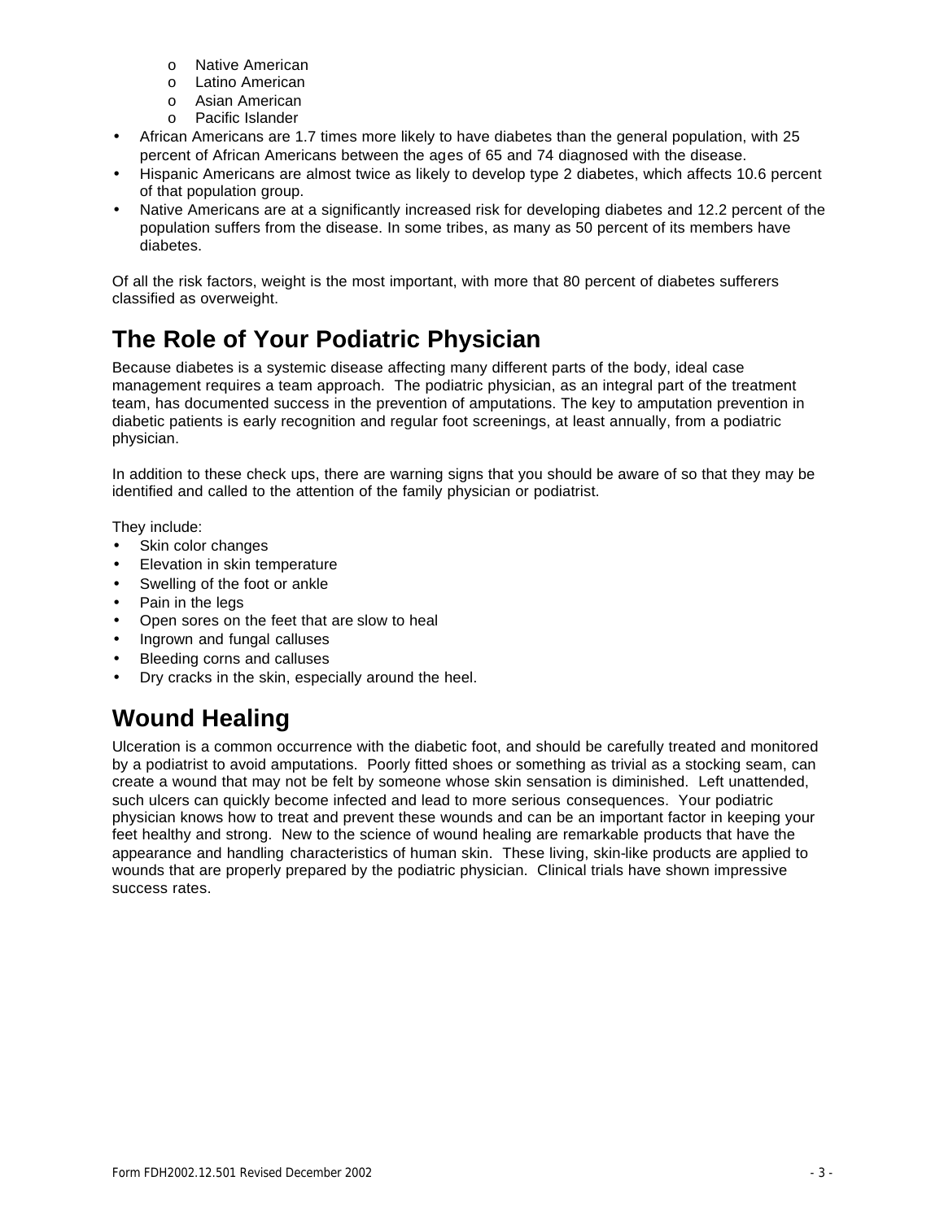- Native American
    - Latino American
    - Asian American
    - Pacific Islander
- African Americans are 1.7 times more likely to have diabetes than the general population, with 25 percent of African Americans between the ages of 65 and 74 diagnosed with the disease.
- Hispanic Americans are almost twice as likely to develop type 2 diabetes, which affects 10.6 percent of that population group.
- Native Americans are at a significantly increased risk for developing diabetes and 12.2 percent of the population suffers from the disease. In some tribes, as many as 50 percent of its members have diabetes.

Of all the risk factors, weight is the most important, with more that 80 percent of diabetes sufferers classified as overweight.

## The Role of Your Podiatric Physician

Because diabetes is a systemic disease affecting many different parts of the body, ideal case management requires a team approach. The podiatric physician, as an integral part of the treatment team, has documented success in the prevention of amputations. The key to amputation prevention in diabetic patients is early recognition and regular foot screenings, at least annually, from a podiatric physician.

In addition to these check ups, there are warning signs that you should be aware of so that they may be identified and called to the attention of the family physician or podiatrist.

They include:

- Skin color changes
- Elevation in skin temperature
- Swelling of the foot or ankle
- Pain in the legs
- Open sores on the feet that are slow to heal
- Ingrown and fungal calluses
- Bleeding corns and calluses
- Dry cracks in the skin, especially around the heel.

## Wound Healing

Ulceration is a common occurrence with the diabetic foot, and should be carefully treated and monitored by a podiatrist to avoid amputations. Poorly fitted shoes or something as trivial as a stocking seam, can create a wound that may not be felt by someone whose skin sensation is diminished. Left unattended, such ulcers can quickly become infected and lead to more serious consequences. Your podiatric physician knows how to treat and prevent these wounds and can be an important factor in keeping your feet healthy and strong. New to the science of wound healing are remarkable products that have the appearance and handling characteristics of human skin. These living, skin-like products are applied to wounds that are properly prepared by the podiatric physician. Clinical trials have shown impressive success rates.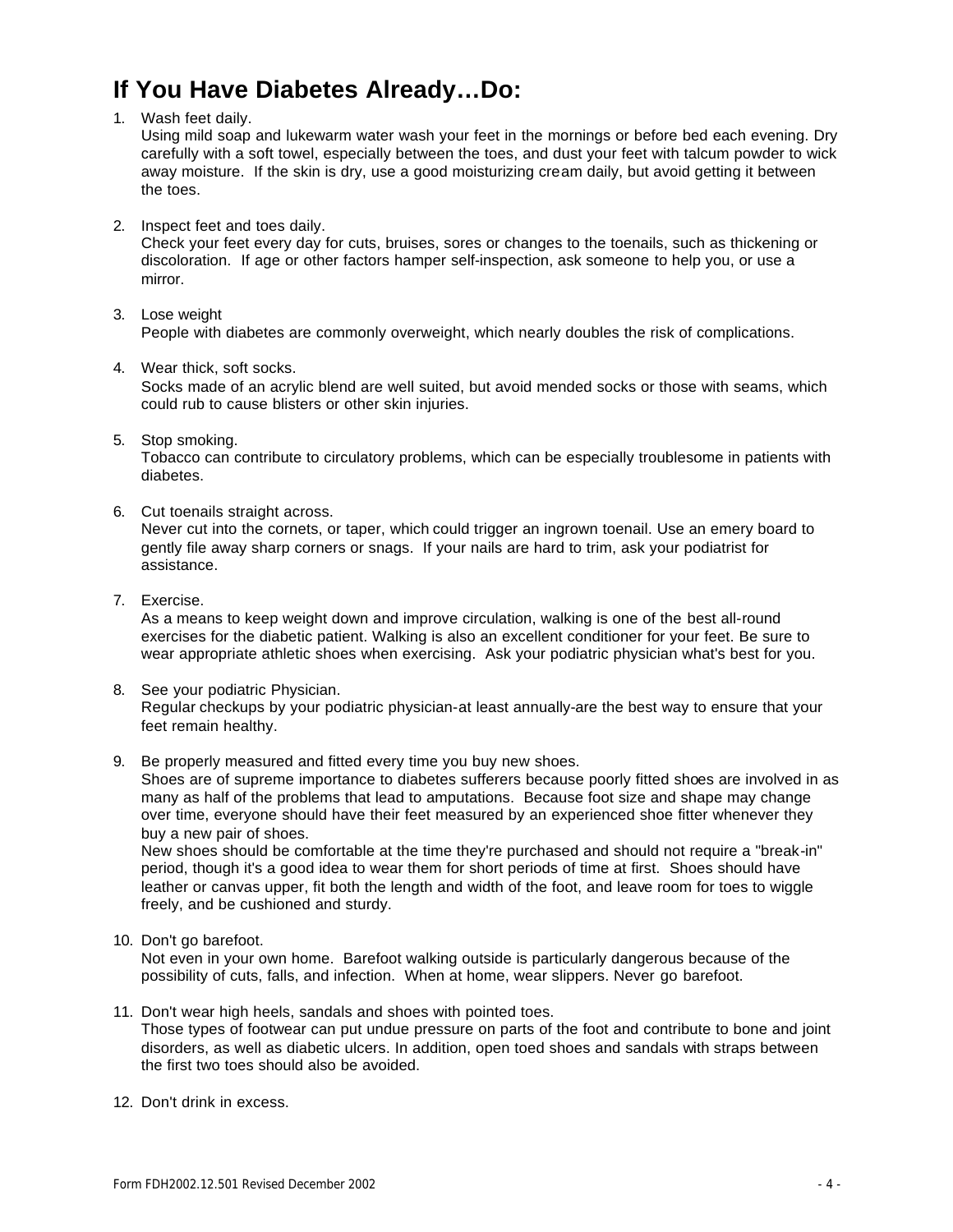# If You Have Diabetes Already…Do:

1. Wash feet daily.
   Using mild soap and lukewarm water wash your feet in the mornings or before bed each evening. Dry carefully with a soft towel, especially between the toes, and dust your feet with talcum powder to wick away moisture. If the skin is dry, use a good moisturizing cream daily, but avoid getting it between the toes.

2. Inspect feet and toes daily.
   Check your feet every day for cuts, bruises, sores or changes to the toenails, such as thickening or discoloration. If age or other factors hamper self-inspection, ask someone to help you, or use a mirror.

3. Lose weight
   People with diabetes are commonly overweight, which nearly doubles the risk of complications.

4. Wear thick, soft socks.
   Socks made of an acrylic blend are well suited, but avoid mended socks or those with seams, which could rub to cause blisters or other skin injuries.

5. Stop smoking.
   Tobacco can contribute to circulatory problems, which can be especially troublesome in patients with diabetes.

6. Cut toenails straight across.
   Never cut into the cornets, or taper, which could trigger an ingrown toenail. Use an emery board to gently file away sharp corners or snags. If your nails are hard to trim, ask your podiatrist for assistance.

7. Exercise.
   As a means to keep weight down and improve circulation, walking is one of the best all-round exercises for the diabetic patient. Walking is also an excellent conditioner for your feet. Be sure to wear appropriate athletic shoes when exercising. Ask your podiatric physician what's best for you.

8. See your podiatric Physician.
   Regular checkups by your podiatric physician-at least annually-are the best way to ensure that your feet remain healthy.

9. Be properly measured and fitted every time you buy new shoes.
   Shoes are of supreme importance to diabetes sufferers because poorly fitted shoes are involved in as many as half of the problems that lead to amputations. Because foot size and shape may change over time, everyone should have their feet measured by an experienced shoe fitter whenever they buy a new pair of shoes.
   New shoes should be comfortable at the time they're purchased and should not require a "break-in" period, though it's a good idea to wear them for short periods of time at first. Shoes should have leather or canvas upper, fit both the length and width of the foot, and leave room for toes to wiggle freely, and be cushioned and sturdy.

10. Don't go barefoot.
    Not even in your own home. Barefoot walking outside is particularly dangerous because of the possibility of cuts, falls, and infection. When at home, wear slippers. Never go barefoot.

11. Don't wear high heels, sandals and shoes with pointed toes.
    Those types of footwear can put undue pressure on parts of the foot and contribute to bone and joint disorders, as well as diabetic ulcers. In addition, open toed shoes and sandals with straps between the first two toes should also be avoided.

12. Don't drink in excess.

Form FDH2002.12.501 Revised December 2002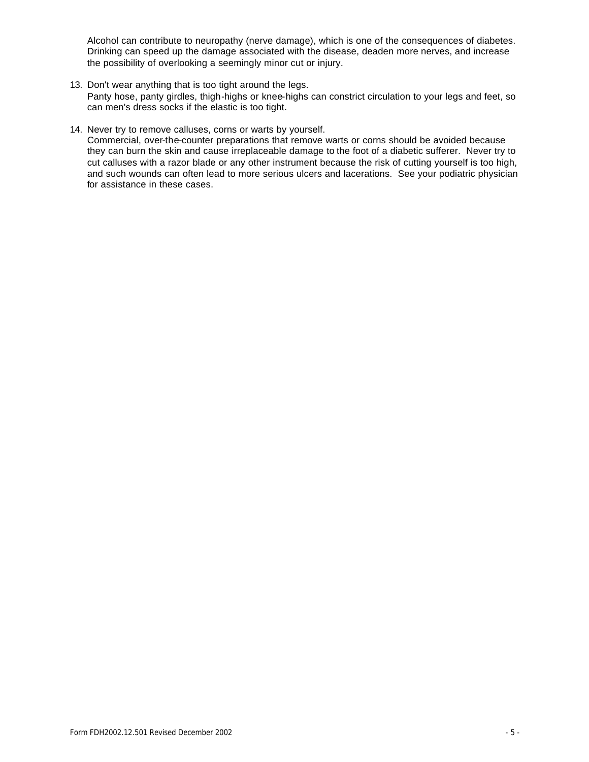Alcohol can contribute to neuropathy (nerve damage), which is one of the consequences of diabetes. Drinking can speed up the damage associated with the disease, deaden more nerves, and increase the possibility of overlooking a seemingly minor cut or injury.

13. Don't wear anything that is too tight around the legs.
    Panty hose, panty girdles, thigh-highs or knee-highs can constrict circulation to your legs and feet, so can men's dress socks if the elastic is too tight.

14. Never try to remove calluses, corns or warts by yourself.
    Commercial, over-the-counter preparations that remove warts or corns should be avoided because they can burn the skin and cause irreplaceable damage to the foot of a diabetic sufferer. Never try to cut calluses with a razor blade or any other instrument because the risk of cutting yourself is too high, and such wounds can often lead to more serious ulcers and lacerations. See your podiatric physician for assistance in these cases.

Form FDH2002.12.501 Revised December 2002